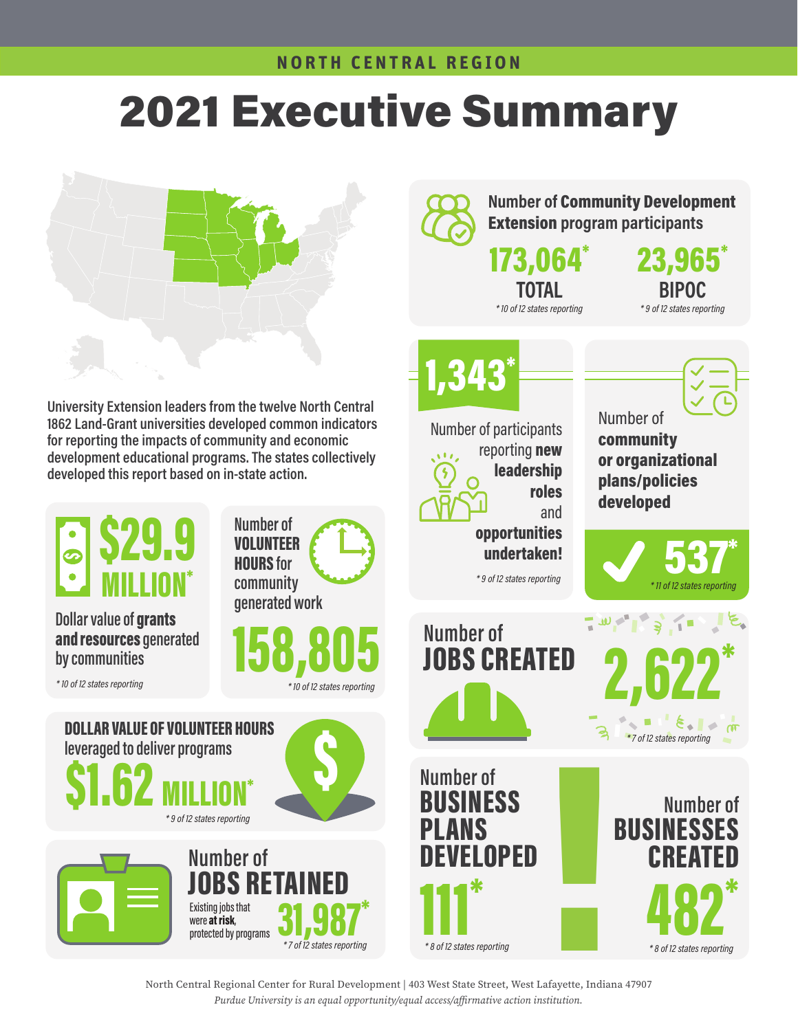NORTH CENTRAL REGION

# 2021 Executive Summary

University Extension leaders from the twelve North Central 1862 Land-Grant universities developed common indicators for reporting the impacts of community and economic development educational programs. The states collectively developed this report based on in-state action.

**$29.9 MILLION***

Dollar value of **grants and resources** generated by communities

*\* 10 of 12 states reporting*

Number of **VOLUNTEER HOURS** for community generated work

**158,805**

*\* 10 of 12 states reporting*

**DOLLAR VALUE OF VOLUNTEER HOURS** leveraged to deliver programs

**$1.62 MILLION***

*\* 9 of 12 states reporting*

Number of **JOBS RETAINED**

Existing jobs that were **at risk**, protected by programs

**31,987***

*\* 7 of 12 states reporting*

Number of **Community Development Extension** program participants

**173,064*** TOTAL

*\* 10 of 12 states reporting*

**23,965*** BIPOC

*\* 9 of 12 states reporting*

**1,343***

Number of participants reporting **new leadership roles** and **opportunities undertaken!**

*\* 9 of 12 states reporting*

Number of **community or organizational plans/policies developed**

**537***

*\* 11 of 12 states reporting*

Number of **JOBS CREATED**

**2,622***

*\* 7 of 12 states reporting*

Number of **BUSINESS PLANS DEVELOPED**

**111***

*\* 8 of 12 states reporting*

Number of **BUSINESSES CREATED**

**482***

*\* 8 of 12 states reporting*

North Central Regional Center for Rural Development | 403 West State Street, West Lafayette, Indiana 47907

*Purdue University is an equal opportunity/equal access/affirmative action institution.*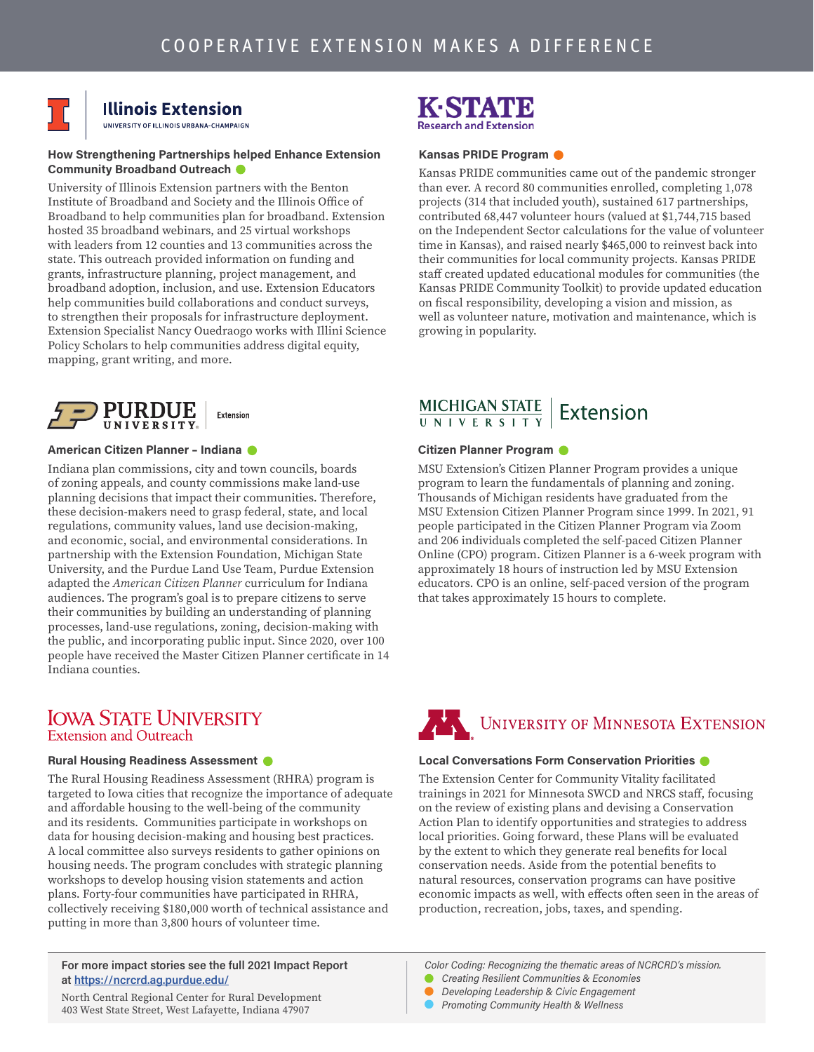# COOPERATIVE EXTENSION MAKES A DIFFERENCE

## Illinois Extension
UNIVERSITY OF ILLINOIS URBANA-CHAMPAIGN

### How Strengthening Partnerships helped Enhance Extension Community Broadband Outreach

University of Illinois Extension partners with the Benton Institute of Broadband and Society and the Illinois Office of Broadband to help communities plan for broadband. Extension hosted 35 broadband webinars, and 25 virtual workshops with leaders from 12 counties and 13 communities across the state. This outreach provided information on funding and grants, infrastructure planning, project management, and broadband adoption, inclusion, and use. Extension Educators help communities build collaborations and conduct surveys, to strengthen their proposals for infrastructure deployment. Extension Specialist Nancy Ouedraogo works with Illini Science Policy Scholars to help communities address digital equity, mapping, grant writing, and more.

## K-STATE Research and Extension

### Kansas PRIDE Program

Kansas PRIDE communities came out of the pandemic stronger than ever. A record 80 communities enrolled, completing 1,078 projects (314 that included youth), sustained 617 partnerships, contributed 68,447 volunteer hours (valued at $1,744,715 based on the Independent Sector calculations for the value of volunteer time in Kansas), and raised nearly $465,000 to reinvest back into their communities for local community projects. Kansas PRIDE staff created updated educational modules for communities (the Kansas PRIDE Community Toolkit) to provide updated education on fiscal responsibility, developing a vision and mission, as well as volunteer nature, motivation and maintenance, which is growing in popularity.

## PURDUE UNIVERSITY Extension

### American Citizen Planner – Indiana

Indiana plan commissions, city and town councils, boards of zoning appeals, and county commissions make land-use planning decisions that impact their communities. Therefore, these decision-makers need to grasp federal, state, and local regulations, community values, land use decision-making, and economic, social, and environmental considerations. In partnership with the Extension Foundation, Michigan State University, and the Purdue Land Use Team, Purdue Extension adapted the *American Citizen Planner* curriculum for Indiana audiences. The program's goal is to prepare citizens to serve their communities by building an understanding of planning processes, land-use regulations, zoning, decision-making with the public, and incorporating public input. Since 2020, over 100 people have received the Master Citizen Planner certificate in 14 Indiana counties.

## MICHIGAN STATE UNIVERSITY Extension

### Citizen Planner Program

MSU Extension's Citizen Planner Program provides a unique program to learn the fundamentals of planning and zoning. Thousands of Michigan residents have graduated from the MSU Extension Citizen Planner Program since 1999. In 2021, 91 people participated in the Citizen Planner Program via Zoom and 206 individuals completed the self-paced Citizen Planner Online (CPO) program. Citizen Planner is a 6-week program with approximately 18 hours of instruction led by MSU Extension educators. CPO is an online, self-paced version of the program that takes approximately 15 hours to complete.

## IOWA STATE UNIVERSITY Extension and Outreach

### Rural Housing Readiness Assessment

The Rural Housing Readiness Assessment (RHRA) program is targeted to Iowa cities that recognize the importance of adequate and affordable housing to the well-being of the community and its residents. Communities participate in workshops on data for housing decision-making and housing best practices. A local committee also surveys residents to gather opinions on housing needs. The program concludes with strategic planning workshops to develop housing vision statements and action plans. Forty-four communities have participated in RHRA, collectively receiving $180,000 worth of technical assistance and putting in more than 3,800 hours of volunteer time.

## UNIVERSITY OF MINNESOTA EXTENSION

### Local Conversations Form Conservation Priorities

The Extension Center for Community Vitality facilitated trainings in 2021 for Minnesota SWCD and NRCS staff, focusing on the review of existing plans and devising a Conservation Action Plan to identify opportunities and strategies to address local priorities. Going forward, these Plans will be evaluated by the extent to which they generate real benefits for local conservation needs. Aside from the potential benefits to natural resources, conservation programs can have positive economic impacts as well, with effects often seen in the areas of production, recreation, jobs, taxes, and spending.

---

**For more impact stories see the full 2021 Impact Report at https://ncrcrd.ag.purdue.edu/**

North Central Regional Center for Rural Development
403 West State Street, West Lafayette, Indiana 47907

*Color Coding: Recognizing the thematic areas of NCRCRD's mission.*
- *Creating Resilient Communities & Economies* (green)
- *Developing Leadership & Civic Engagement* (orange)
- *Promoting Community Health & Wellness* (blue)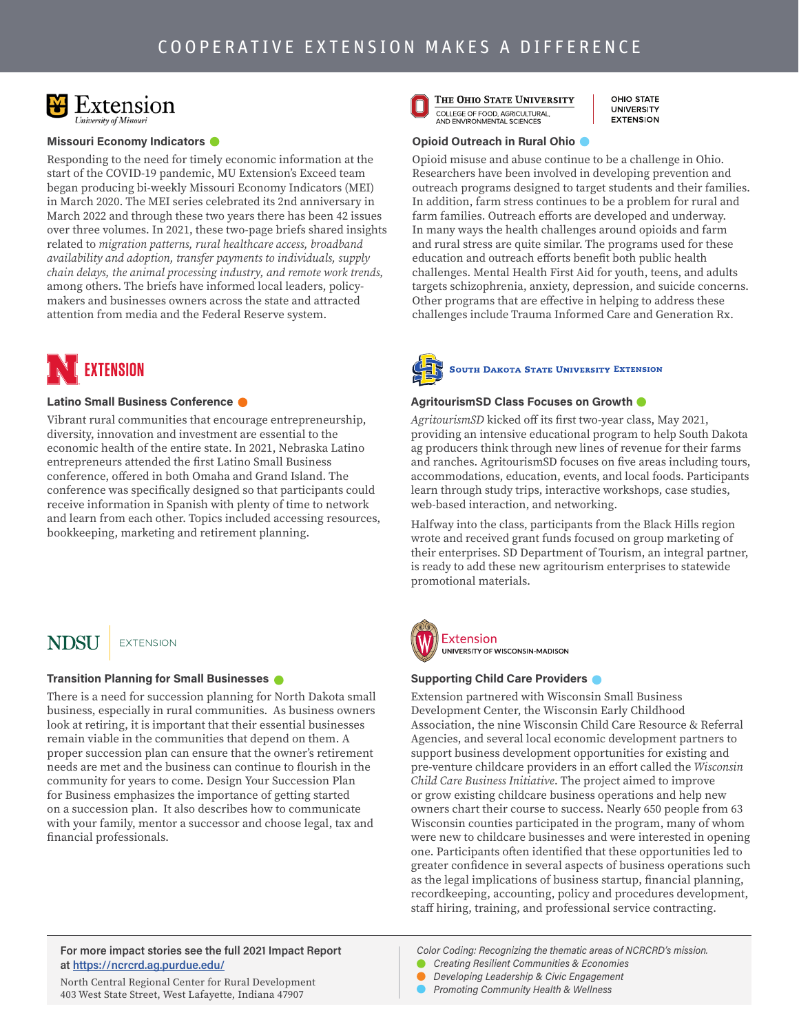# COOPERATIVE EXTENSION MAKES A DIFFERENCE

Extension
University of Missouri

### Missouri Economy Indicators

Responding to the need for timely economic information at the start of the COVID-19 pandemic, MU Extension's Exceed team began producing bi-weekly Missouri Economy Indicators (MEI) in March 2020. The MEI series celebrated its 2nd anniversary in March 2022 and through these two years there has been 42 issues over three volumes. In 2021, these two-page briefs shared insights related to *migration patterns, rural healthcare access, broadband availability and adoption, transfer payments to individuals, supply chain delays, the animal processing industry, and remote work trends,* among others. The briefs have informed local leaders, policy-makers and businesses owners across the state and attracted attention from media and the Federal Reserve system.

The Ohio State University
College of Food, Agricultural, and Environmental Sciences
Ohio State University Extension

### Opioid Outreach in Rural Ohio

Opioid misuse and abuse continue to be a challenge in Ohio. Researchers have been involved in developing prevention and outreach programs designed to target students and their families. In addition, farm stress continues to be a problem for rural and farm families. Outreach efforts are developed and underway. In many ways the health challenges around opioids and farm and rural stress are quite similar. The programs used for these education and outreach efforts benefit both public health challenges. Mental Health First Aid for youth, teens, and adults targets schizophrenia, anxiety, depression, and suicide concerns. Other programs that are effective in helping to address these challenges include Trauma Informed Care and Generation Rx.

N Extension

### Latino Small Business Conference

Vibrant rural communities that encourage entrepreneurship, diversity, innovation and investment are essential to the economic health of the entire state. In 2021, Nebraska Latino entrepreneurs attended the first Latino Small Business conference, offered in both Omaha and Grand Island. The conference was specifically designed so that participants could receive information in Spanish with plenty of time to network and learn from each other. Topics included accessing resources, bookkeeping, marketing and retirement planning.

South Dakota State University Extension

### AgritourismSD Class Focuses on Growth

*AgritourismSD* kicked off its first two-year class, May 2021, providing an intensive educational program to help South Dakota ag producers think through new lines of revenue for their farms and ranches. AgritourismSD focuses on five areas including tours, accommodations, education, events, and local foods. Participants learn through study trips, interactive workshops, case studies, web-based interaction, and networking.

Halfway into the class, participants from the Black Hills region wrote and received grant funds focused on group marketing of their enterprises. SD Department of Tourism, an integral partner, is ready to add these new agritourism enterprises to statewide promotional materials.

NDSU Extension

### Transition Planning for Small Businesses

There is a need for succession planning for North Dakota small business, especially in rural communities. As business owners look at retiring, it is important that their essential businesses remain viable in the communities that depend on them. A proper succession plan can ensure that the owner's retirement needs are met and the business can continue to flourish in the community for years to come. Design Your Succession Plan for Business emphasizes the importance of getting started on a succession plan. It also describes how to communicate with your family, mentor a successor and choose legal, tax and financial professionals.

Extension
University of Wisconsin-Madison

### Supporting Child Care Providers

Extension partnered with Wisconsin Small Business Development Center, the Wisconsin Early Childhood Association, the nine Wisconsin Child Care Resource & Referral Agencies, and several local economic development partners to support business development opportunities for existing and pre-venture childcare providers in an effort called the *Wisconsin Child Care Business Initiative*. The project aimed to improve or grow existing childcare business operations and help new owners chart their course to success. Nearly 650 people from 63 Wisconsin counties participated in the program, many of whom were new to childcare businesses and were interested in opening one. Participants often identified that these opportunities led to greater confidence in several aspects of business operations such as the legal implications of business startup, financial planning, recordkeeping, accounting, policy and procedures development, staff hiring, training, and professional service contracting.

---

**For more impact stories see the full 2021 Impact Report at https://ncrcrd.ag.purdue.edu/**

North Central Regional Center for Rural Development
403 West State Street, West Lafayette, Indiana 47907

*Color Coding: Recognizing the thematic areas of NCRCRD's mission.*

- *Creating Resilient Communities & Economies* (green)
- *Developing Leadership & Civic Engagement* (orange)
- *Promoting Community Health & Wellness* (blue)